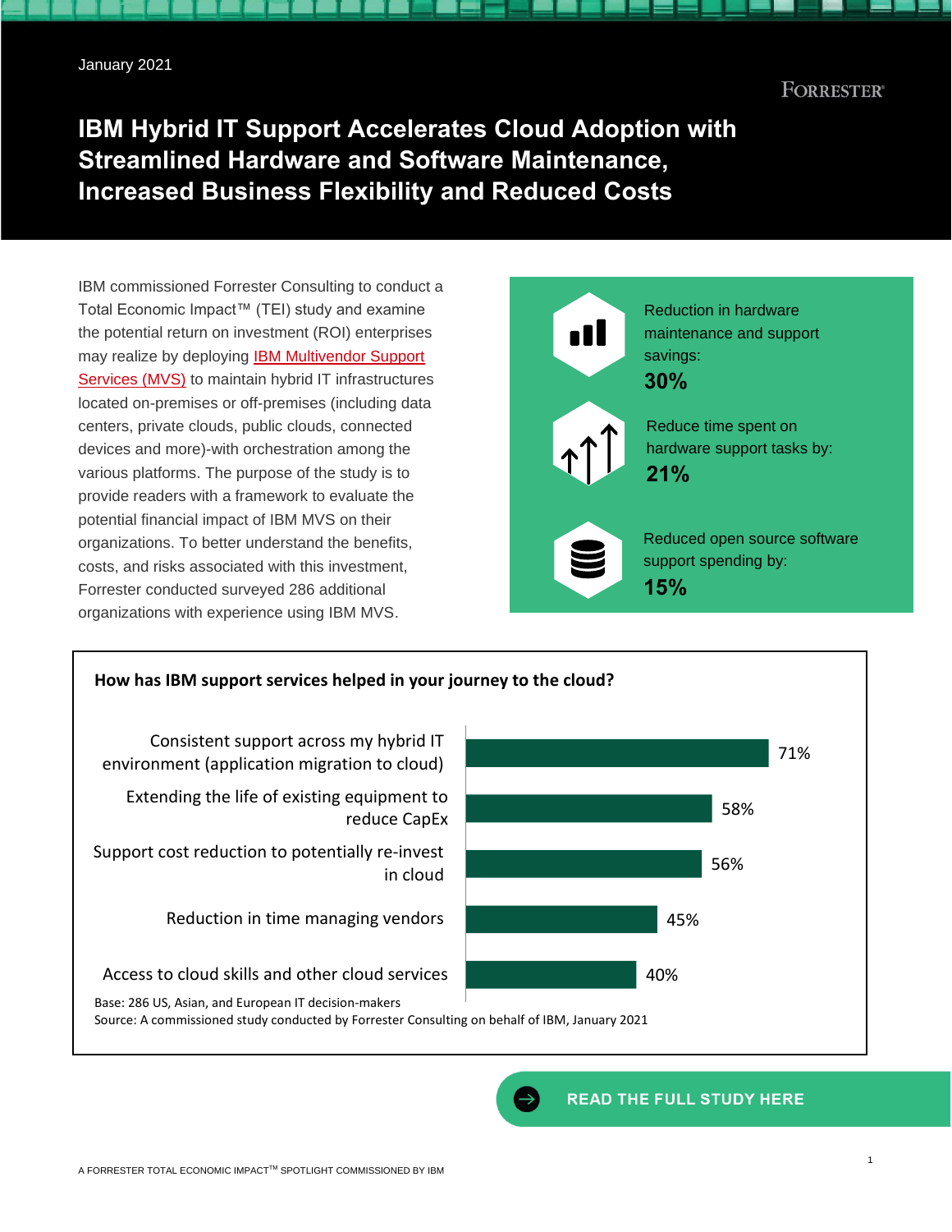January 2021

FORRESTER

# IBM Hybrid IT Support Accelerates Cloud Adoption with Streamlined Hardware and Software Maintenance, Increased Business Flexibility and Reduced Costs

IBM commissioned Forrester Consulting to conduct a Total Economic Impact™ (TEI) study and examine the potential return on investment (ROI) enterprises may realize by deploying [IBM Multivendor Support Services (MVS)] to maintain hybrid IT infrastructures located on-premises or off-premises (including data centers, private clouds, public clouds, connected devices and more)-with orchestration among the various platforms. The purpose of the study is to provide readers with a framework to evaluate the potential financial impact of IBM MVS on their organizations. To better understand the benefits, costs, and risks associated with this investment, Forrester conducted surveyed 286 additional organizations with experience using IBM MVS.

Reduction in hardware maintenance and support savings:
**30%**

Reduce time spent on hardware support tasks by:
**21%**

Reduced open source software support spending by:
**15%**

**How has IBM support services helped in your journey to the cloud?**

| Response | Percentage |
| --- | --- |
| Consistent support across my hybrid IT environment (application migration to cloud) | 71% |
| Extending the life of existing equipment to reduce CapEx | 58% |
| Support cost reduction to potentially re-invest in cloud | 56% |
| Reduction in time managing vendors | 45% |
| Access to cloud skills and other cloud services | 40% |

Base: 286 US, Asian, and European IT decision-makers
Source: A commissioned study conducted by Forrester Consulting on behalf of IBM, January 2021

READ THE FULL STUDY HERE

A FORRESTER TOTAL ECONOMIC IMPACT™ SPOTLIGHT COMMISSIONED BY IBM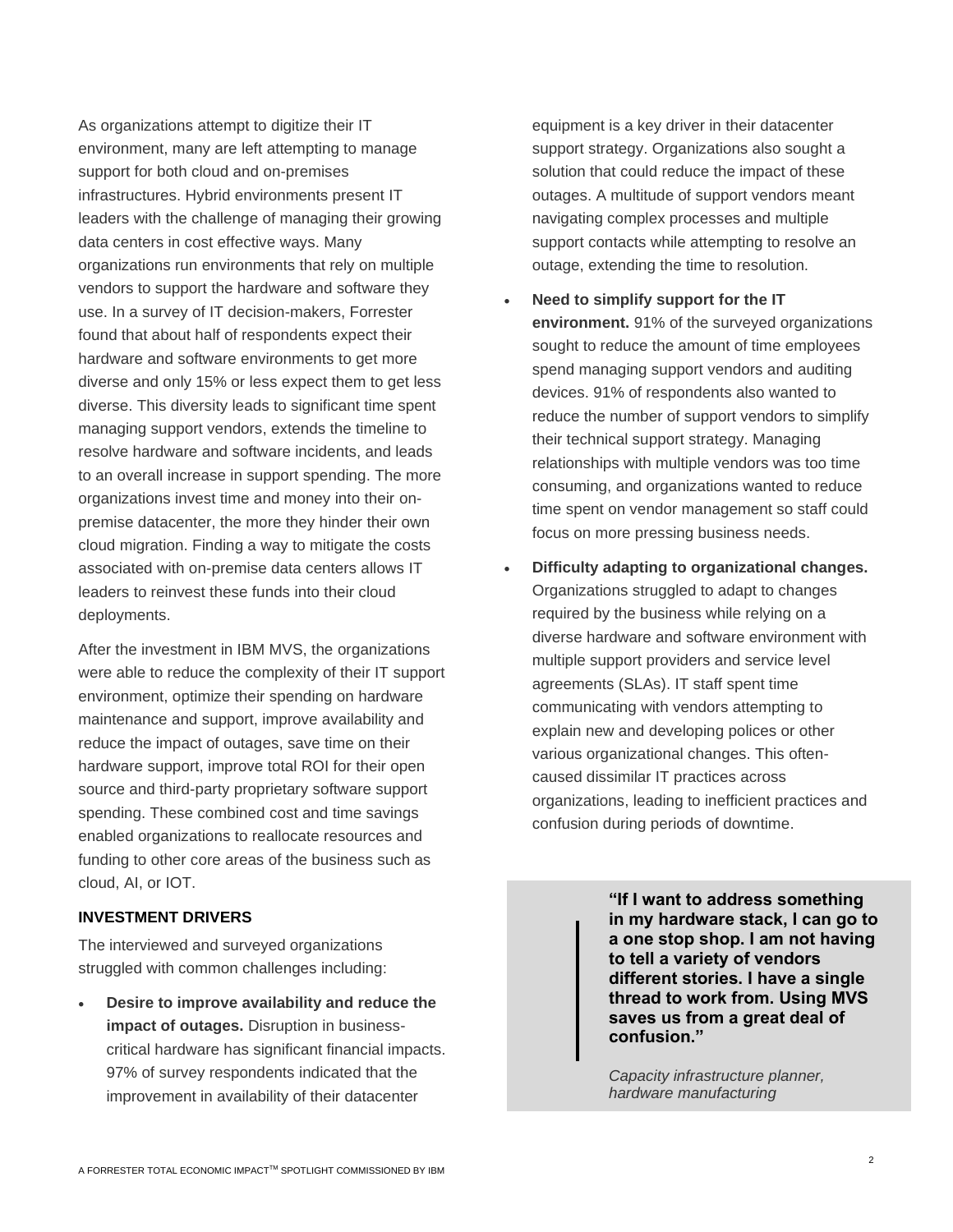As organizations attempt to digitize their IT environment, many are left attempting to manage support for both cloud and on-premises infrastructures. Hybrid environments present IT leaders with the challenge of managing their growing data centers in cost effective ways. Many organizations run environments that rely on multiple vendors to support the hardware and software they use. In a survey of IT decision-makers, Forrester found that about half of respondents expect their hardware and software environments to get more diverse and only 15% or less expect them to get less diverse. This diversity leads to significant time spent managing support vendors, extends the timeline to resolve hardware and software incidents, and leads to an overall increase in support spending. The more organizations invest time and money into their on-premise datacenter, the more they hinder their own cloud migration. Finding a way to mitigate the costs associated with on-premise data centers allows IT leaders to reinvest these funds into their cloud deployments.

After the investment in IBM MVS, the organizations were able to reduce the complexity of their IT support environment, optimize their spending on hardware maintenance and support, improve availability and reduce the impact of outages, save time on their hardware support, improve total ROI for their open source and third-party proprietary software support spending. These combined cost and time savings enabled organizations to reallocate resources and funding to other core areas of the business such as cloud, AI, or IOT.

## INVESTMENT DRIVERS

The interviewed and surveyed organizations struggled with common challenges including:

- **Desire to improve availability and reduce the impact of outages.** Disruption in business-critical hardware has significant financial impacts. 97% of survey respondents indicated that the improvement in availability of their datacenter equipment is a key driver in their datacenter support strategy. Organizations also sought a solution that could reduce the impact of these outages. A multitude of support vendors meant navigating complex processes and multiple support contacts while attempting to resolve an outage, extending the time to resolution.
- **Need to simplify support for the IT environment.** 91% of the surveyed organizations sought to reduce the amount of time employees spend managing support vendors and auditing devices. 91% of respondents also wanted to reduce the number of support vendors to simplify their technical support strategy. Managing relationships with multiple vendors was too time consuming, and organizations wanted to reduce time spent on vendor management so staff could focus on more pressing business needs.
- **Difficulty adapting to organizational changes.** Organizations struggled to adapt to changes required by the business while relying on a diverse hardware and software environment with multiple support providers and service level agreements (SLAs). IT staff spent time communicating with vendors attempting to explain new and developing polices or other various organizational changes. This often-caused dissimilar IT practices across organizations, leading to inefficient practices and confusion during periods of downtime.

> **"If I want to address something in my hardware stack, I can go to a one stop shop. I am not having to tell a variety of vendors different stories. I have a single thread to work from. Using MVS saves us from a great deal of confusion."**
>
> *Capacity infrastructure planner, hardware manufacturing*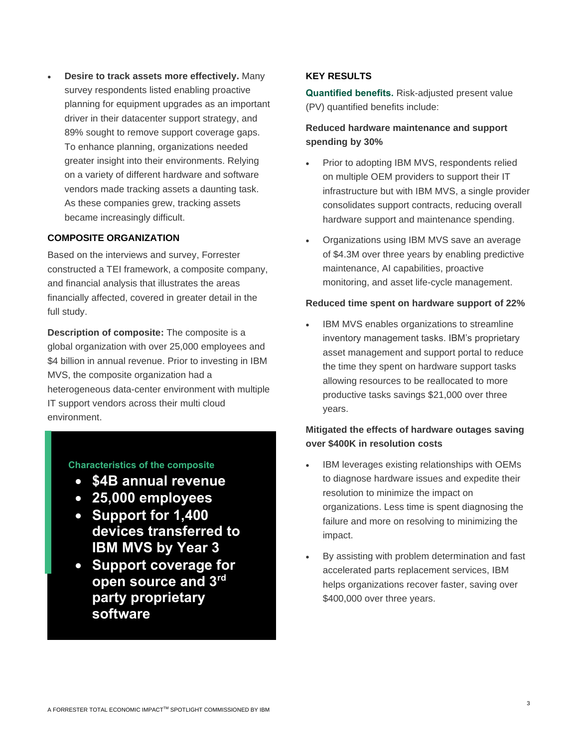- **Desire to track assets more effectively.** Many survey respondents listed enabling proactive planning for equipment upgrades as an important driver in their datacenter support strategy, and 89% sought to remove support coverage gaps. To enhance planning, organizations needed greater insight into their environments. Relying on a variety of different hardware and software vendors made tracking assets a daunting task. As these companies grew, tracking assets became increasingly difficult.

### COMPOSITE ORGANIZATION

Based on the interviews and survey, Forrester constructed a TEI framework, a composite company, and financial analysis that illustrates the areas financially affected, covered in greater detail in the full study.

**Description of composite:** The composite is a global organization with over 25,000 employees and $4 billion in annual revenue. Prior to investing in IBM MVS, the composite organization had a heterogeneous data-center environment with multiple IT support vendors across their multi cloud environment.

**Characteristics of the composite**

- **$4B annual revenue**
- **25,000 employees**
- **Support for 1,400 devices transferred to IBM MVS by Year 3**
- **Support coverage for open source and 3rd party proprietary software**

### KEY RESULTS

**Quantified benefits.** Risk-adjusted present value (PV) quantified benefits include:

**Reduced hardware maintenance and support spending by 30%**

- Prior to adopting IBM MVS, respondents relied on multiple OEM providers to support their IT infrastructure but with IBM MVS, a single provider consolidates support contracts, reducing overall hardware support and maintenance spending.
- Organizations using IBM MVS save an average of $4.3M over three years by enabling predictive maintenance, AI capabilities, proactive monitoring, and asset life-cycle management.

**Reduced time spent on hardware support of 22%**

- IBM MVS enables organizations to streamline inventory management tasks. IBM's proprietary asset management and support portal to reduce the time they spent on hardware support tasks allowing resources to be reallocated to more productive tasks savings $21,000 over three years.

**Mitigated the effects of hardware outages saving over $400K in resolution costs**

- IBM leverages existing relationships with OEMs to diagnose hardware issues and expedite their resolution to minimize the impact on organizations. Less time is spent diagnosing the failure and more on resolving to minimizing the impact.
- By assisting with problem determination and fast accelerated parts replacement services, IBM helps organizations recover faster, saving over $400,000 over three years.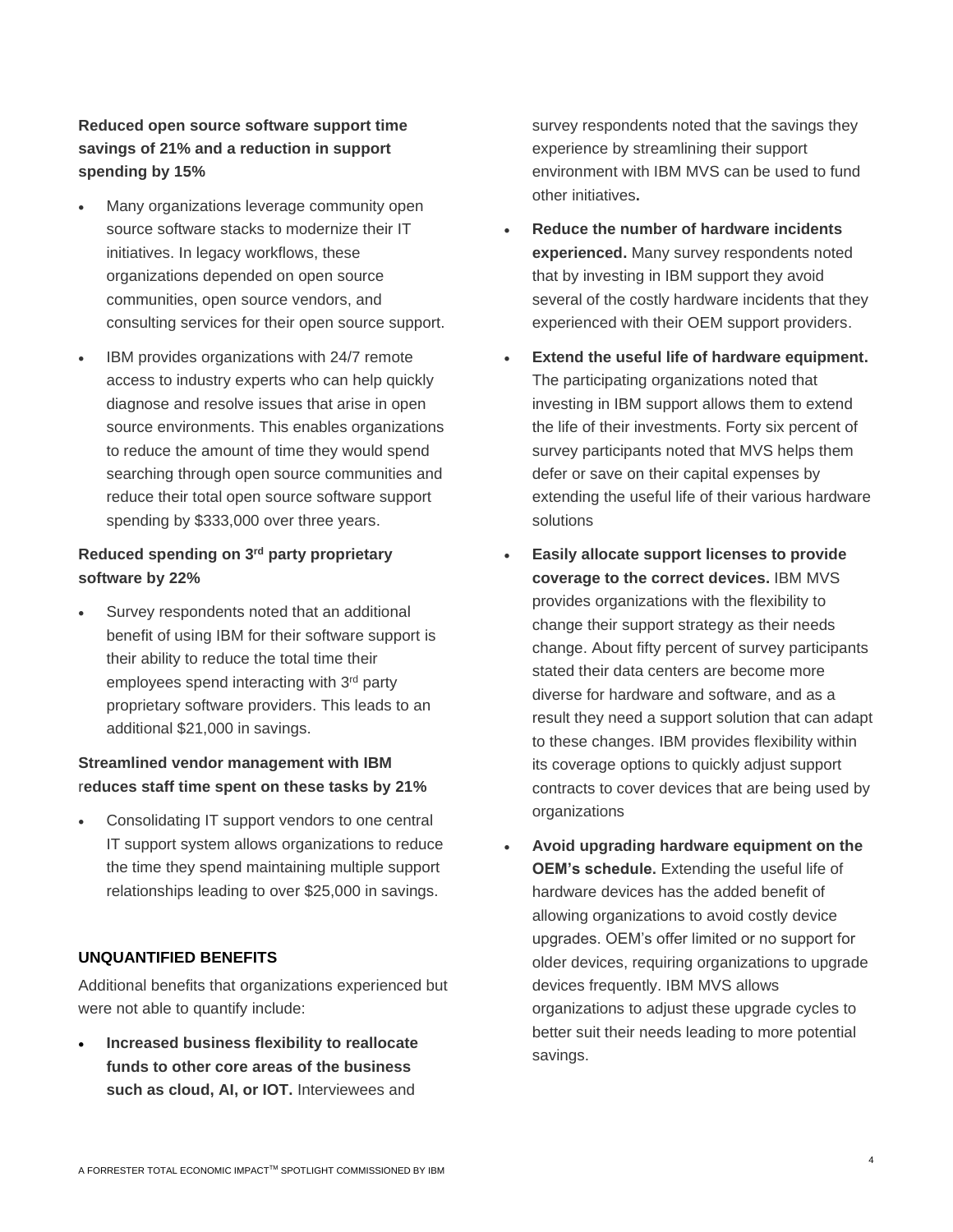**Reduced open source software support time savings of 21% and a reduction in support spending by 15%**

- Many organizations leverage community open source software stacks to modernize their IT initiatives. In legacy workflows, these organizations depended on open source communities, open source vendors, and consulting services for their open source support.
- IBM provides organizations with 24/7 remote access to industry experts who can help quickly diagnose and resolve issues that arise in open source environments. This enables organizations to reduce the amount of time they would spend searching through open source communities and reduce their total open source software support spending by $333,000 over three years.

**Reduced spending on 3rd party proprietary software by 22%**

- Survey respondents noted that an additional benefit of using IBM for their software support is their ability to reduce the total time their employees spend interacting with 3rd party proprietary software providers. This leads to an additional $21,000 in savings.

**Streamlined vendor management with IBM reduces staff time spent on these tasks by 21%**

- Consolidating IT support vendors to one central IT support system allows organizations to reduce the time they spend maintaining multiple support relationships leading to over $25,000 in savings.

**UNQUANTIFIED BENEFITS**

Additional benefits that organizations experienced but were not able to quantify include:

- **Increased business flexibility to reallocate funds to other core areas of the business such as cloud, AI, or IOT.** Interviewees and survey respondents noted that the savings they experience by streamlining their support environment with IBM MVS can be used to fund other initiatives**.**
- **Reduce the number of hardware incidents experienced.** Many survey respondents noted that by investing in IBM support they avoid several of the costly hardware incidents that they experienced with their OEM support providers.
- **Extend the useful life of hardware equipment.** The participating organizations noted that investing in IBM support allows them to extend the life of their investments. Forty six percent of survey participants noted that MVS helps them defer or save on their capital expenses by extending the useful life of their various hardware solutions
- **Easily allocate support licenses to provide coverage to the correct devices.** IBM MVS provides organizations with the flexibility to change their support strategy as their needs change. About fifty percent of survey participants stated their data centers are become more diverse for hardware and software, and as a result they need a support solution that can adapt to these changes. IBM provides flexibility within its coverage options to quickly adjust support contracts to cover devices that are being used by organizations
- **Avoid upgrading hardware equipment on the OEM's schedule.** Extending the useful life of hardware devices has the added benefit of allowing organizations to avoid costly device upgrades. OEM's offer limited or no support for older devices, requiring organizations to upgrade devices frequently. IBM MVS allows organizations to adjust these upgrade cycles to better suit their needs leading to more potential savings.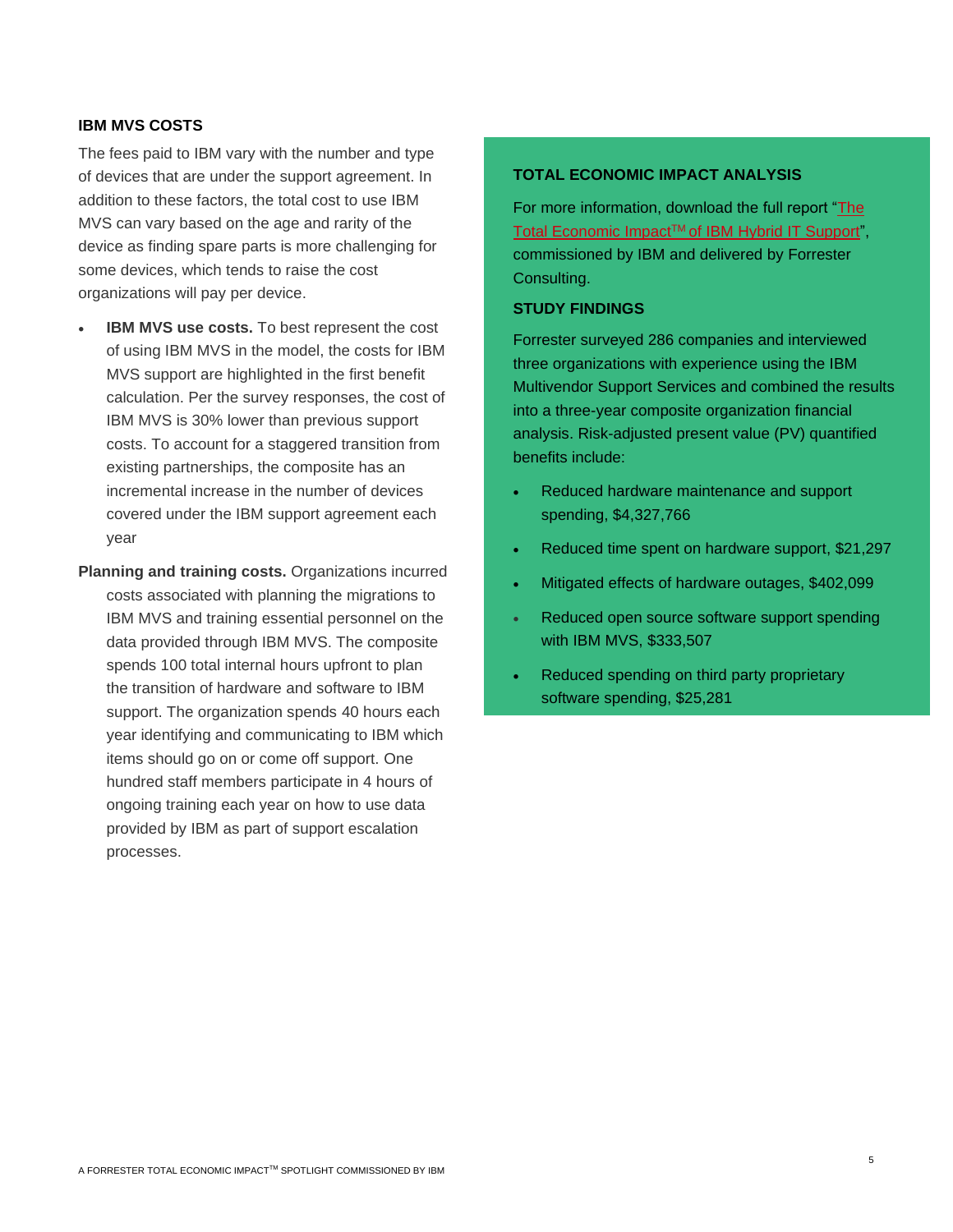## IBM MVS COSTS

The fees paid to IBM vary with the number and type of devices that are under the support agreement. In addition to these factors, the total cost to use IBM MVS can vary based on the age and rarity of the device as finding spare parts is more challenging for some devices, which tends to raise the cost organizations will pay per device.

- **IBM MVS use costs.** To best represent the cost of using IBM MVS in the model, the costs for IBM MVS support are highlighted in the first benefit calculation. Per the survey responses, the cost of IBM MVS is 30% lower than previous support costs. To account for a staggered transition from existing partnerships, the composite has an incremental increase in the number of devices covered under the IBM support agreement each year

**Planning and training costs.** Organizations incurred costs associated with planning the migrations to IBM MVS and training essential personnel on the data provided through IBM MVS. The composite spends 100 total internal hours upfront to plan the transition of hardware and software to IBM support. The organization spends 40 hours each year identifying and communicating to IBM which items should go on or come off support. One hundred staff members participate in 4 hours of ongoing training each year on how to use data provided by IBM as part of support escalation processes.

### TOTAL ECONOMIC IMPACT ANALYSIS

For more information, download the full report "The Total Economic Impact™ of IBM Hybrid IT Support", commissioned by IBM and delivered by Forrester Consulting.

### STUDY FINDINGS

Forrester surveyed 286 companies and interviewed three organizations with experience using the IBM Multivendor Support Services and combined the results into a three-year composite organization financial analysis. Risk-adjusted present value (PV) quantified benefits include:

- Reduced hardware maintenance and support spending, $4,327,766
- Reduced time spent on hardware support, $21,297
- Mitigated effects of hardware outages, $402,099
- Reduced open source software support spending with IBM MVS, $333,507
- Reduced spending on third party proprietary software spending, $25,281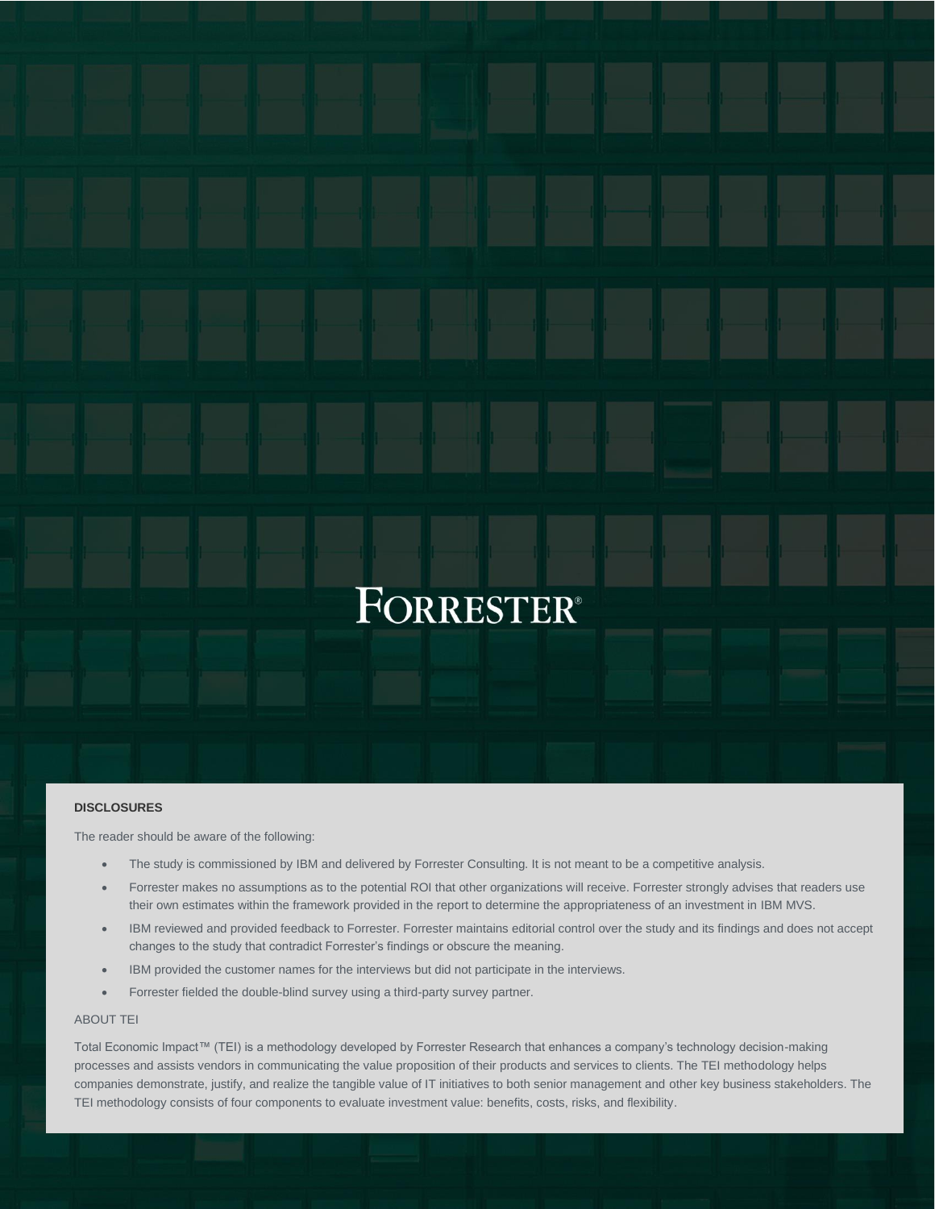FORRESTER®

**DISCLOSURES**

The reader should be aware of the following:

- The study is commissioned by IBM and delivered by Forrester Consulting. It is not meant to be a competitive analysis.
- Forrester makes no assumptions as to the potential ROI that other organizations will receive. Forrester strongly advises that readers use their own estimates within the framework provided in the report to determine the appropriateness of an investment in IBM MVS.
- IBM reviewed and provided feedback to Forrester. Forrester maintains editorial control over the study and its findings and does not accept changes to the study that contradict Forrester's findings or obscure the meaning.
- IBM provided the customer names for the interviews but did not participate in the interviews.
- Forrester fielded the double-blind survey using a third-party survey partner.

ABOUT TEI

Total Economic Impact™ (TEI) is a methodology developed by Forrester Research that enhances a company's technology decision-making processes and assists vendors in communicating the value proposition of their products and services to clients. The TEI methodology helps companies demonstrate, justify, and realize the tangible value of IT initiatives to both senior management and other key business stakeholders. The TEI methodology consists of four components to evaluate investment value: benefits, costs, risks, and flexibility.